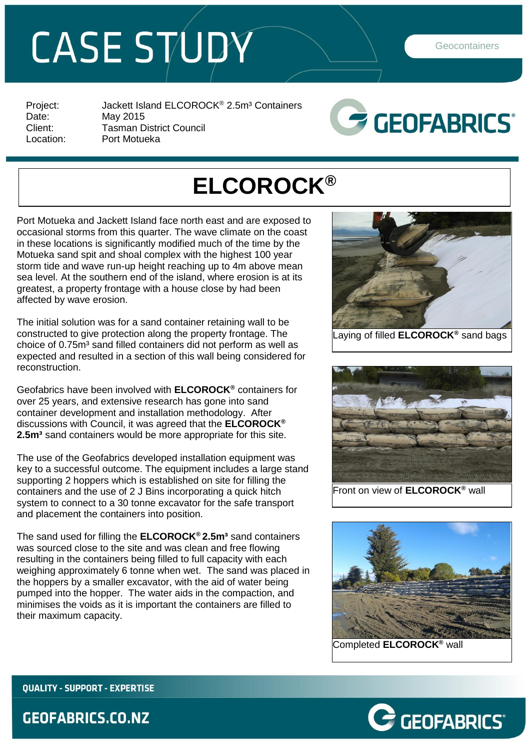# CASE STUDY

Geocontainers

Project: Jackett Island ELCOROCK® 2.5m³ Containers
Date: May 2015
Client: Tasman District Council
Location: Port Motueka

# ELCOROCK®

Port Motueka and Jackett Island face north east and are exposed to occasional storms from this quarter. The wave climate on the coast in these locations is significantly modified much of the time by the Motueka sand spit and shoal complex with the highest 100 year storm tide and wave run-up height reaching up to 4m above mean sea level. At the southern end of the island, where erosion is at its greatest, a property frontage with a house close by had been affected by wave erosion.

The initial solution was for a sand container retaining wall to be constructed to give protection along the property frontage. The choice of 0.75m³ sand filled containers did not perform as well as expected and resulted in a section of this wall being considered for reconstruction.

Geofabrics have been involved with **ELCOROCK®** containers for over 25 years, and extensive research has gone into sand container development and installation methodology. After discussions with Council, it was agreed that the **ELCOROCK® 2.5m³** sand containers would be more appropriate for this site.

The use of the Geofabrics developed installation equipment was key to a successful outcome. The equipment includes a large stand supporting 2 hoppers which is established on site for filling the containers and the use of 2 J Bins incorporating a quick hitch system to connect to a 30 tonne excavator for the safe transport and placement the containers into position.

The sand used for filling the **ELCOROCK® 2.5m³** sand containers was sourced close to the site and was clean and free flowing resulting in the containers being filled to full capacity with each weighing approximately 6 tonne when wet. The sand was placed in the hoppers by a smaller excavator, with the aid of water being pumped into the hopper. The water aids in the compaction, and minimises the voids as it is important the containers are filled to their maximum capacity.

Laying of filled **ELCOROCK®** sand bags

Front on view of **ELCOROCK®** wall

Completed **ELCOROCK®** wall

QUALITY - SUPPORT - EXPERTISE

GEOFABRICS.CO.NZ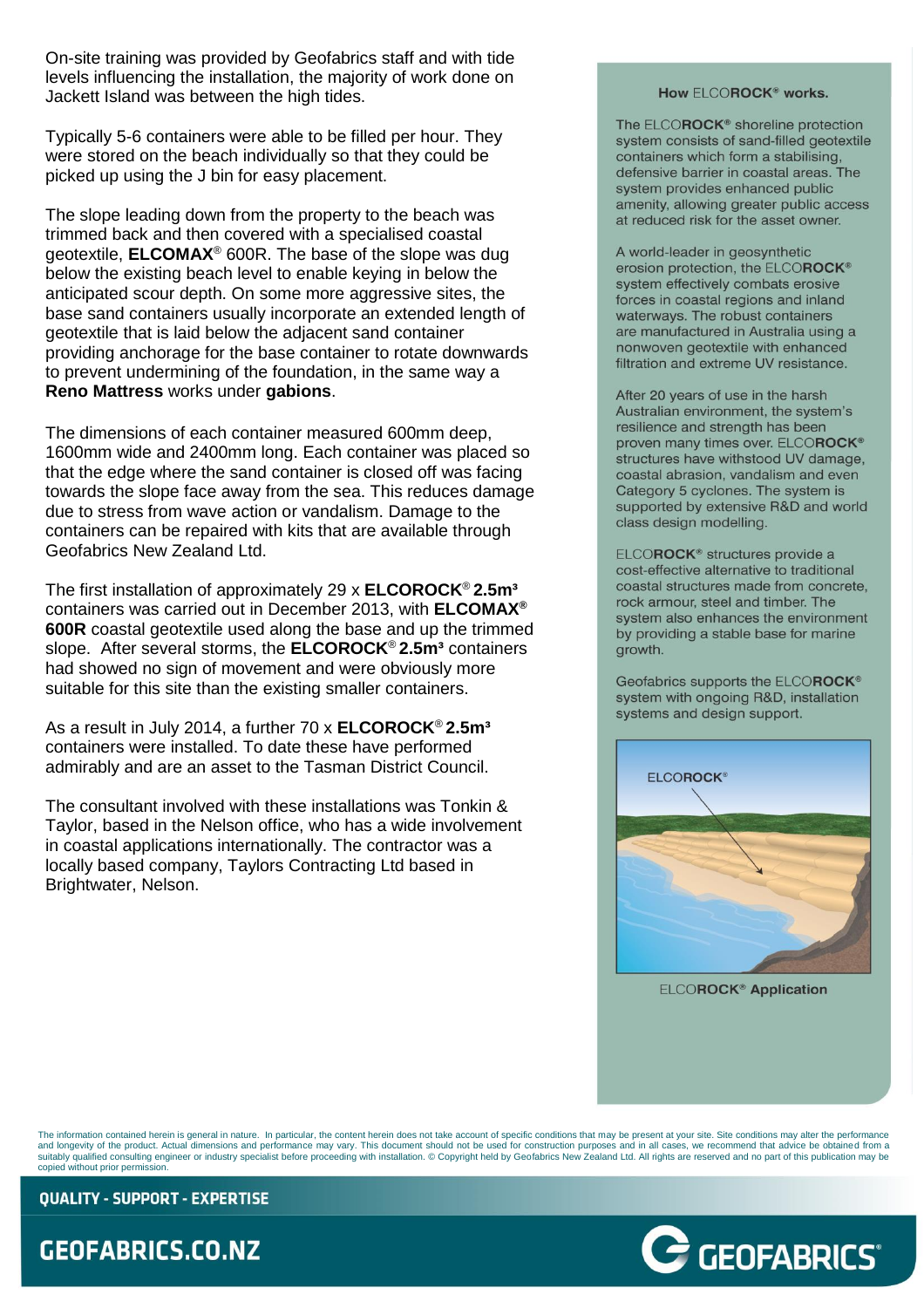On-site training was provided by Geofabrics staff and with tide levels influencing the installation, the majority of work done on Jackett Island was between the high tides.

Typically 5-6 containers were able to be filled per hour. They were stored on the beach individually so that they could be picked up using the J bin for easy placement.

The slope leading down from the property to the beach was trimmed back and then covered with a specialised coastal geotextile, **ELCOMAX**® 600R. The base of the slope was dug below the existing beach level to enable keying in below the anticipated scour depth. On some more aggressive sites, the base sand containers usually incorporate an extended length of geotextile that is laid below the adjacent sand container providing anchorage for the base container to rotate downwards to prevent undermining of the foundation, in the same way a **Reno Mattress** works under **gabions**.

The dimensions of each container measured 600mm deep, 1600mm wide and 2400mm long. Each container was placed so that the edge where the sand container is closed off was facing towards the slope face away from the sea. This reduces damage due to stress from wave action or vandalism. Damage to the containers can be repaired with kits that are available through Geofabrics New Zealand Ltd.

The first installation of approximately 29 x **ELCOROCK**® **2.5m³** containers was carried out in December 2013, with **ELCOMAX® 600R** coastal geotextile used along the base and up the trimmed slope. After several storms, the **ELCOROCK**® **2.5m³** containers had showed no sign of movement and were obviously more suitable for this site than the existing smaller containers.

As a result in July 2014, a further 70 x **ELCOROCK**® **2.5m³** containers were installed. To date these have performed admirably and are an asset to the Tasman District Council.

The consultant involved with these installations was Tonkin & Taylor, based in the Nelson office, who has a wide involvement in coastal applications internationally. The contractor was a locally based company, Taylors Contracting Ltd based in Brightwater, Nelson.

### How ELCOROCK® works.

The ELCOROCK® shoreline protection system consists of sand-filled geotextile containers which form a stabilising, defensive barrier in coastal areas. The system provides enhanced public amenity, allowing greater public access at reduced risk for the asset owner.

A world-leader in geosynthetic erosion protection, the ELCOROCK® system effectively combats erosive forces in coastal regions and inland waterways. The robust containers are manufactured in Australia using a nonwoven geotextile with enhanced filtration and extreme UV resistance.

After 20 years of use in the harsh Australian environment, the system's resilience and strength has been proven many times over. ELCOROCK® structures have withstood UV damage, coastal abrasion, vandalism and even Category 5 cyclones. The system is supported by extensive R&D and world class design modelling.

ELCOROCK® structures provide a cost-effective alternative to traditional coastal structures made from concrete, rock armour, steel and timber. The system also enhances the environment by providing a stable base for marine growth.

Geofabrics supports the ELCOROCK® system with ongoing R&D, installation systems and design support.

ELCOROCK®

ELCOROCK® Application

The information contained herein is general in nature. In particular, the content herein does not take account of specific conditions that may be present at your site. Site conditions may alter the performance and longevity of the product. Actual dimensions and performance may vary. This document should not be used for construction purposes and in all cases, we recommend that advice be obtained from a suitably qualified consulting engineer or industry specialist before proceeding with installation. © Copyright held by Geofabrics New Zealand Ltd. All rights are reserved and no part of this publication may be copied without prior permission.

QUALITY - SUPPORT - EXPERTISE

GEOFABRICS.CO.NZ

GEOFABRICS®